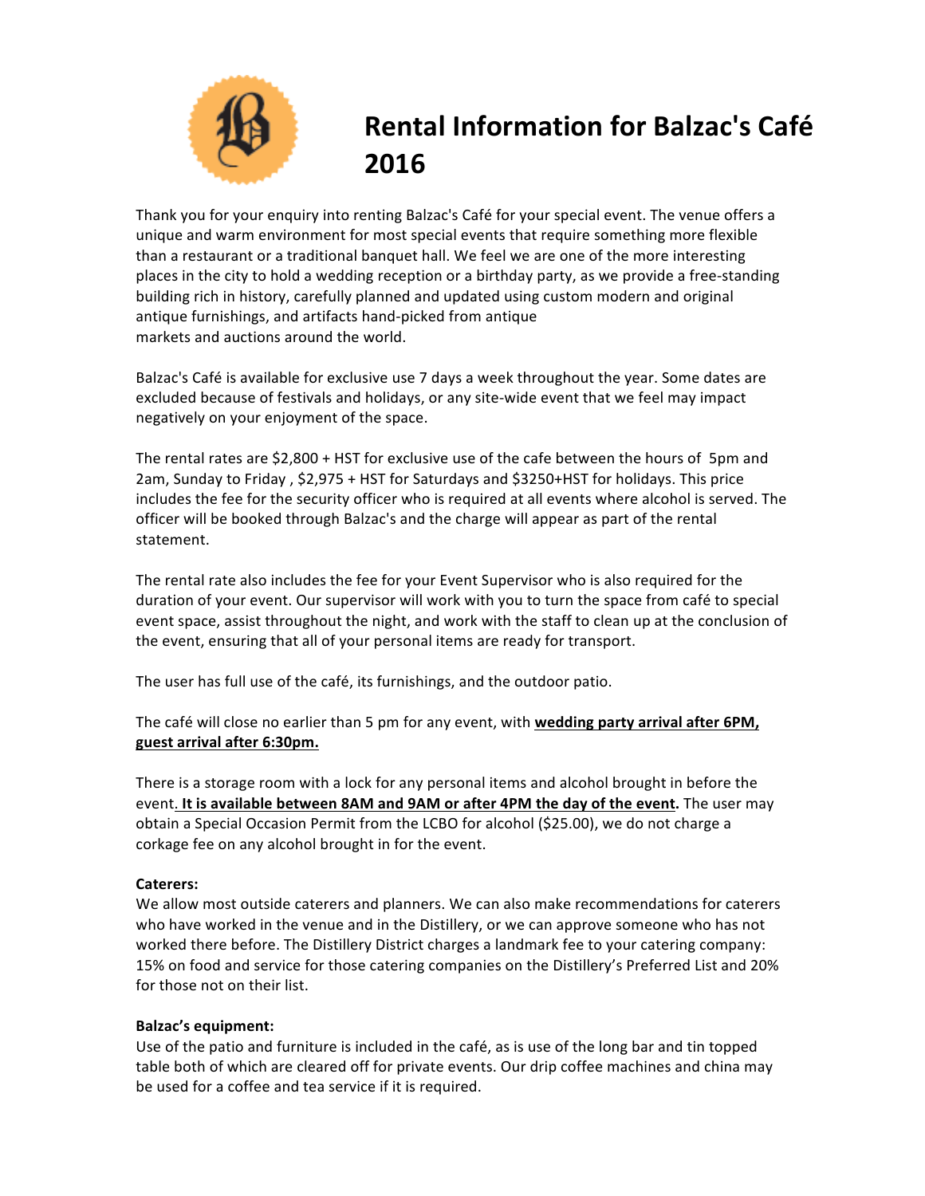# Rental Information for Balzac's Café 2016

Thank you for your enquiry into renting Balzac's Café for your special event. The venue offers a unique and warm environment for most special events that require something more flexible than a restaurant or a traditional banquet hall. We feel we are one of the more interesting places in the city to hold a wedding reception or a birthday party, as we provide a free-standing building rich in history, carefully planned and updated using custom modern and original antique furnishings, and artifacts hand-picked from antique markets and auctions around the world.

Balzac's Café is available for exclusive use 7 days a week throughout the year. Some dates are excluded because of festivals and holidays, or any site-wide event that we feel may impact negatively on your enjoyment of the space.

The rental rates are $2,800 + HST for exclusive use of the cafe between the hours of 5pm and 2am, Sunday to Friday , $2,975 + HST for Saturdays and $3250+HST for holidays. This price includes the fee for the security officer who is required at all events where alcohol is served. The officer will be booked through Balzac's and the charge will appear as part of the rental statement.

The rental rate also includes the fee for your Event Supervisor who is also required for the duration of your event. Our supervisor will work with you to turn the space from café to special event space, assist throughout the night, and work with the staff to clean up at the conclusion of the event, ensuring that all of your personal items are ready for transport.

The user has full use of the café, its furnishings, and the outdoor patio.

The café will close no earlier than 5 pm for any event, with **wedding party arrival after 6PM, guest arrival after 6:30pm.**

There is a storage room with a lock for any personal items and alcohol brought in before the event. **It is available between 8AM and 9AM or after 4PM the day of the event.** The user may obtain a Special Occasion Permit from the LCBO for alcohol ($25.00), we do not charge a corkage fee on any alcohol brought in for the event.

**Caterers:**
We allow most outside caterers and planners. We can also make recommendations for caterers who have worked in the venue and in the Distillery, or we can approve someone who has not worked there before. The Distillery District charges a landmark fee to your catering company: 15% on food and service for those catering companies on the Distillery's Preferred List and 20% for those not on their list.

**Balzac's equipment:**
Use of the patio and furniture is included in the café, as is use of the long bar and tin topped table both of which are cleared off for private events. Our drip coffee machines and china may be used for a coffee and tea service if it is required.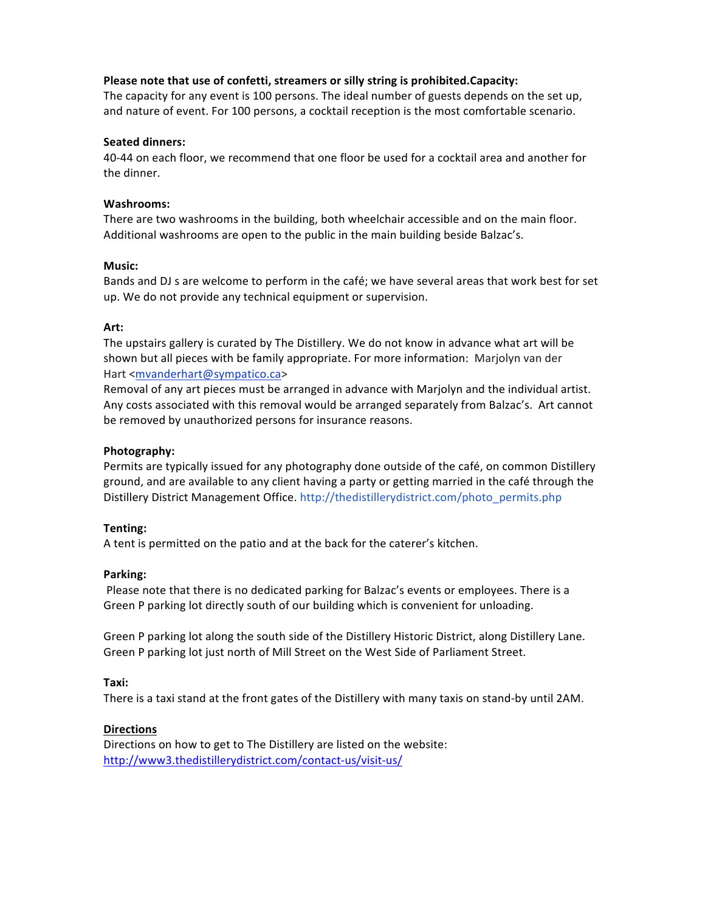**Please note that use of confetti, streamers or silly string is prohibited.Capacity:**

The capacity for any event is 100 persons. The ideal number of guests depends on the set up, and nature of event. For 100 persons, a cocktail reception is the most comfortable scenario.

**Seated dinners:**

40-44 on each floor, we recommend that one floor be used for a cocktail area and another for the dinner.

**Washrooms:**

There are two washrooms in the building, both wheelchair accessible and on the main floor. Additional washrooms are open to the public in the main building beside Balzac's.

**Music:**

Bands and DJ s are welcome to perform in the café; we have several areas that work best for set up. We do not provide any technical equipment or supervision.

**Art:**

The upstairs gallery is curated by The Distillery. We do not know in advance what art will be shown but all pieces with be family appropriate. For more information: Marjolyn van der Hart <mvanderhart@sympatico.ca>

Removal of any art pieces must be arranged in advance with Marjolyn and the individual artist. Any costs associated with this removal would be arranged separately from Balzac's. Art cannot be removed by unauthorized persons for insurance reasons.

**Photography:**

Permits are typically issued for any photography done outside of the café, on common Distillery ground, and are available to any client having a party or getting married in the café through the Distillery District Management Office. http://thedistillerydistrict.com/photo_permits.php

**Tenting:**

A tent is permitted on the patio and at the back for the caterer's kitchen.

**Parking:**

Please note that there is no dedicated parking for Balzac's events or employees. There is a Green P parking lot directly south of our building which is convenient for unloading.

Green P parking lot along the south side of the Distillery Historic District, along Distillery Lane. Green P parking lot just north of Mill Street on the West Side of Parliament Street.

**Taxi:**

There is a taxi stand at the front gates of the Distillery with many taxis on stand-by until 2AM.

**Directions**

Directions on how to get to The Distillery are listed on the website: http://www3.thedistillerydistrict.com/contact-us/visit-us/